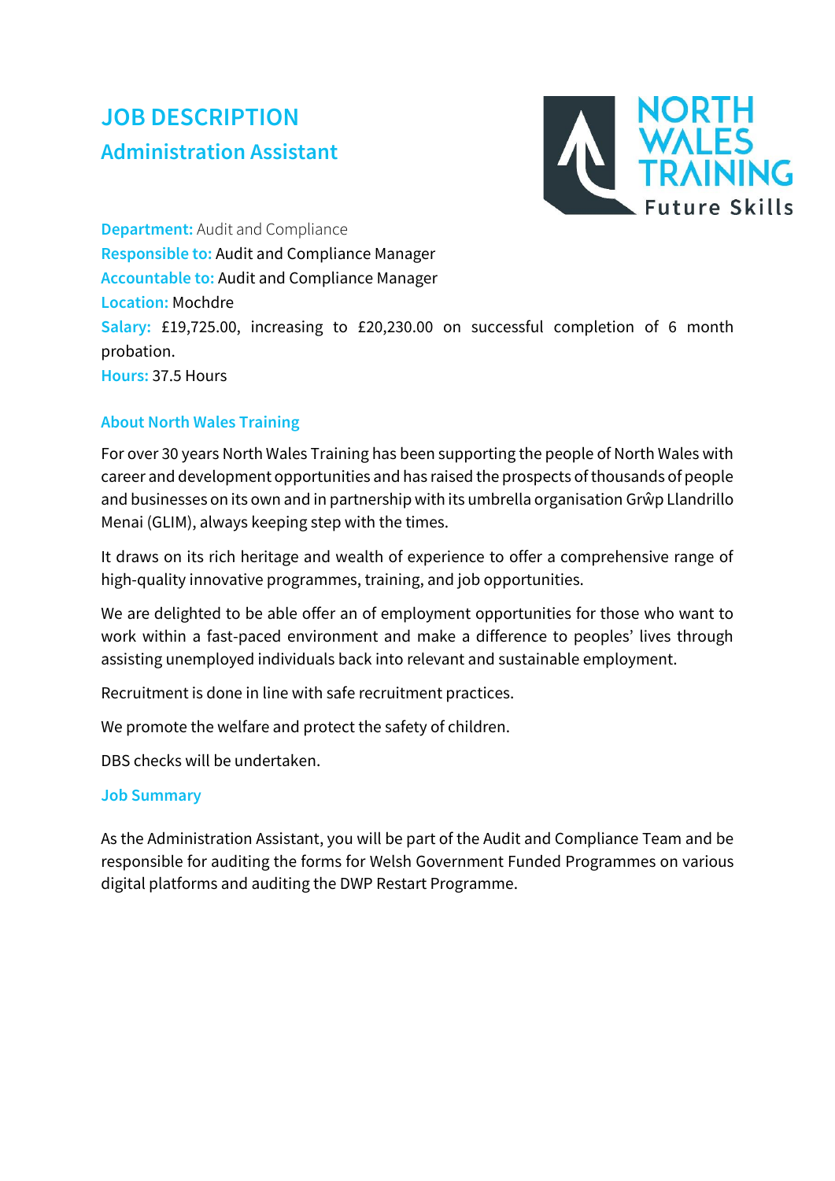# JOB DESCRIPTION

## Administration Assistant

**Department:** Audit and Compliance
**Responsible to:** Audit and Compliance Manager
**Accountable to:** Audit and Compliance Manager
**Location:** Mochdre
**Salary:** £19,725.00, increasing to £20,230.00 on successful completion of 6 month probation.
**Hours:** 37.5 Hours

### About North Wales Training

For over 30 years North Wales Training has been supporting the people of North Wales with career and development opportunities and has raised the prospects of thousands of people and businesses on its own and in partnership with its umbrella organisation Grŵp Llandrillo Menai (GLIM), always keeping step with the times.

It draws on its rich heritage and wealth of experience to offer a comprehensive range of high-quality innovative programmes, training, and job opportunities.

We are delighted to be able offer an of employment opportunities for those who want to work within a fast-paced environment and make a difference to peoples' lives through assisting unemployed individuals back into relevant and sustainable employment.

Recruitment is done in line with safe recruitment practices.

We promote the welfare and protect the safety of children.

DBS checks will be undertaken.

### Job Summary

As the Administration Assistant, you will be part of the Audit and Compliance Team and be responsible for auditing the forms for Welsh Government Funded Programmes on various digital platforms and auditing the DWP Restart Programme.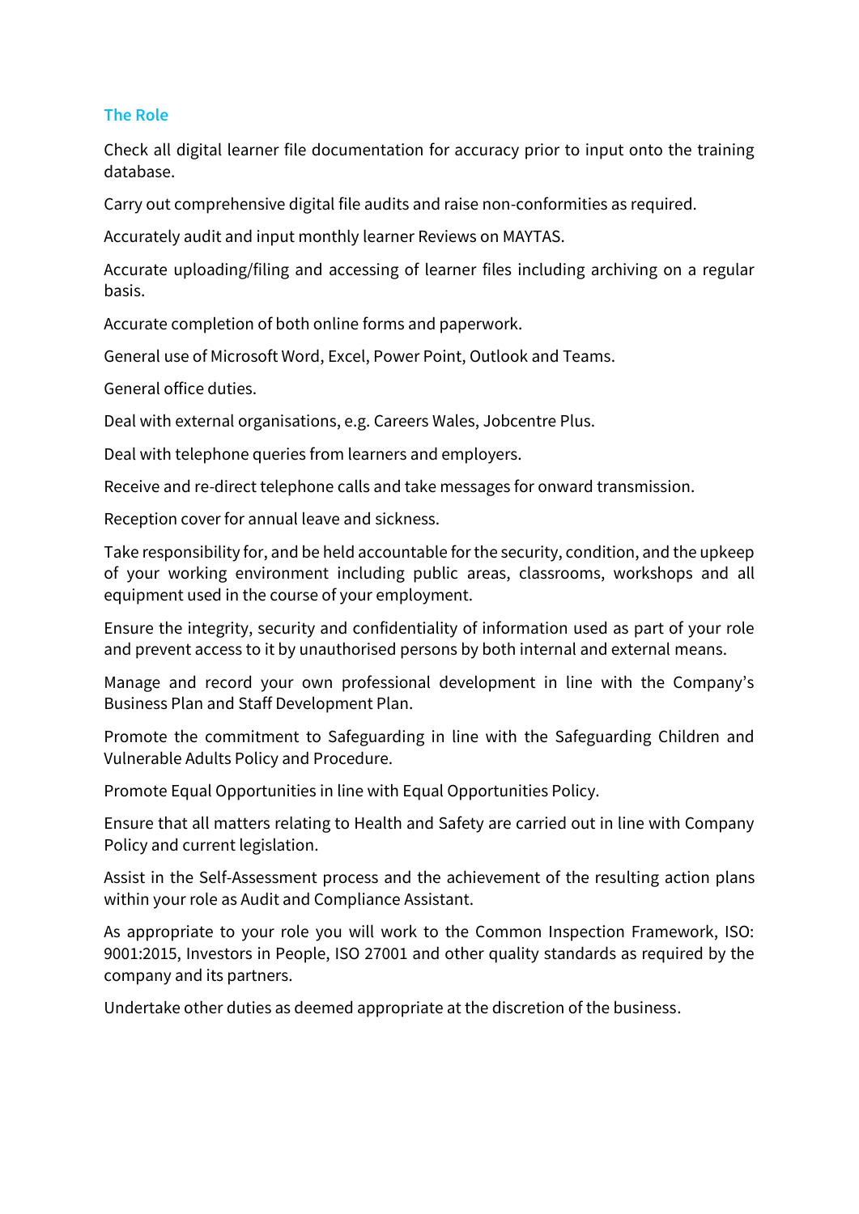## The Role

Check all digital learner file documentation for accuracy prior to input onto the training database.

Carry out comprehensive digital file audits and raise non-conformities as required.

Accurately audit and input monthly learner Reviews on MAYTAS.

Accurate uploading/filing and accessing of learner files including archiving on a regular basis.

Accurate completion of both online forms and paperwork.

General use of Microsoft Word, Excel, Power Point, Outlook and Teams.

General office duties.

Deal with external organisations, e.g. Careers Wales, Jobcentre Plus.

Deal with telephone queries from learners and employers.

Receive and re-direct telephone calls and take messages for onward transmission.

Reception cover for annual leave and sickness.

Take responsibility for, and be held accountable for the security, condition, and the upkeep of your working environment including public areas, classrooms, workshops and all equipment used in the course of your employment.

Ensure the integrity, security and confidentiality of information used as part of your role and prevent access to it by unauthorised persons by both internal and external means.

Manage and record your own professional development in line with the Company's Business Plan and Staff Development Plan.

Promote the commitment to Safeguarding in line with the Safeguarding Children and Vulnerable Adults Policy and Procedure.

Promote Equal Opportunities in line with Equal Opportunities Policy.

Ensure that all matters relating to Health and Safety are carried out in line with Company Policy and current legislation.

Assist in the Self-Assessment process and the achievement of the resulting action plans within your role as Audit and Compliance Assistant.

As appropriate to your role you will work to the Common Inspection Framework, ISO: 9001:2015, Investors in People, ISO 27001 and other quality standards as required by the company and its partners.

Undertake other duties as deemed appropriate at the discretion of the business.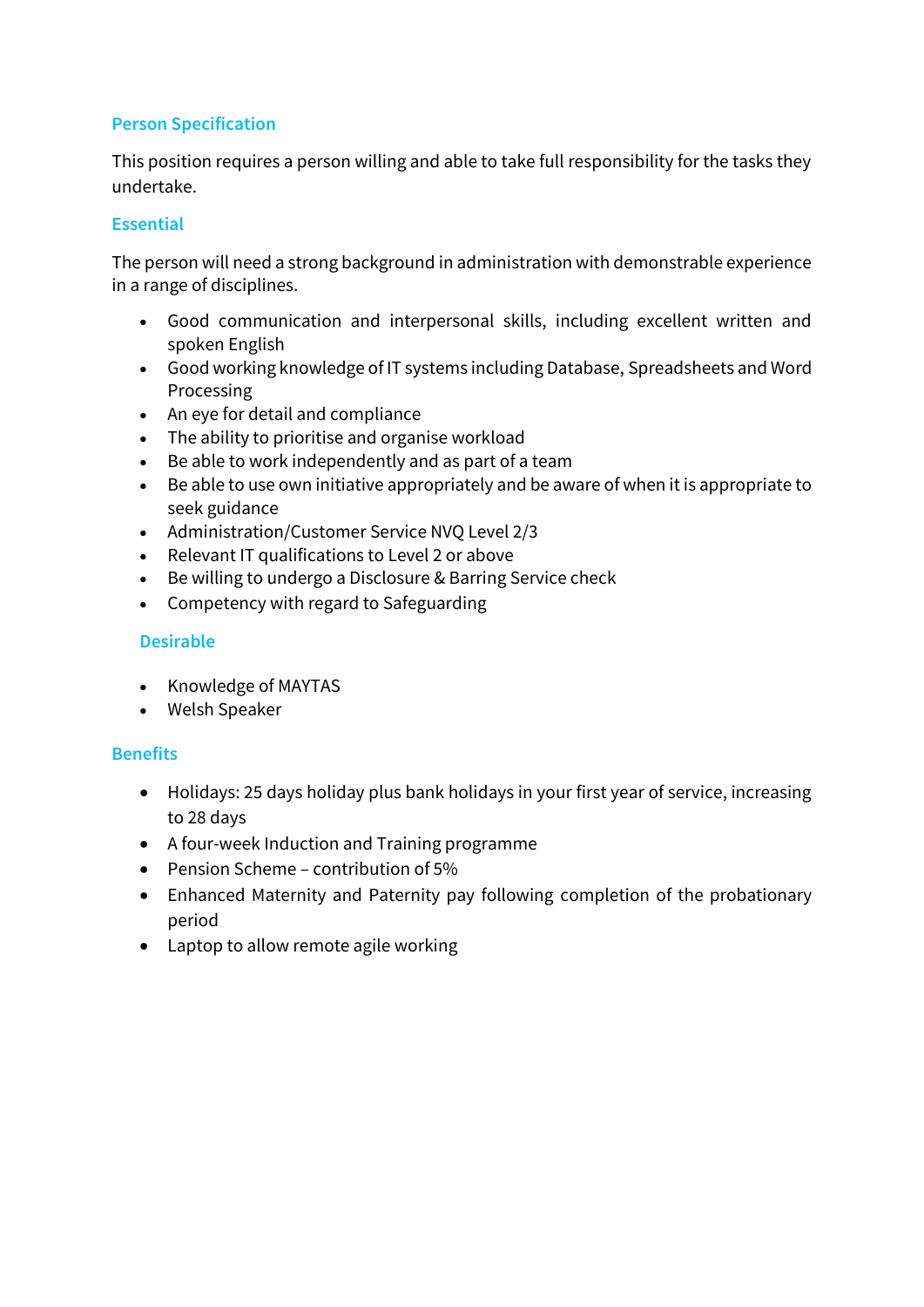## Person Specification

This position requires a person willing and able to take full responsibility for the tasks they undertake.

### Essential

The person will need a strong background in administration with demonstrable experience in a range of disciplines.

- Good communication and interpersonal skills, including excellent written and spoken English
- Good working knowledge of IT systems including Database, Spreadsheets and Word Processing
- An eye for detail and compliance
- The ability to prioritise and organise workload
- Be able to work independently and as part of a team
- Be able to use own initiative appropriately and be aware of when it is appropriate to seek guidance
- Administration/Customer Service NVQ Level 2/3
- Relevant IT qualifications to Level 2 or above
- Be willing to undergo a Disclosure & Barring Service check
- Competency with regard to Safeguarding

### Desirable

- Knowledge of MAYTAS
- Welsh Speaker

## Benefits

- Holidays: 25 days holiday plus bank holidays in your first year of service, increasing to 28 days
- A four-week Induction and Training programme
- Pension Scheme – contribution of 5%
- Enhanced Maternity and Paternity pay following completion of the probationary period
- Laptop to allow remote agile working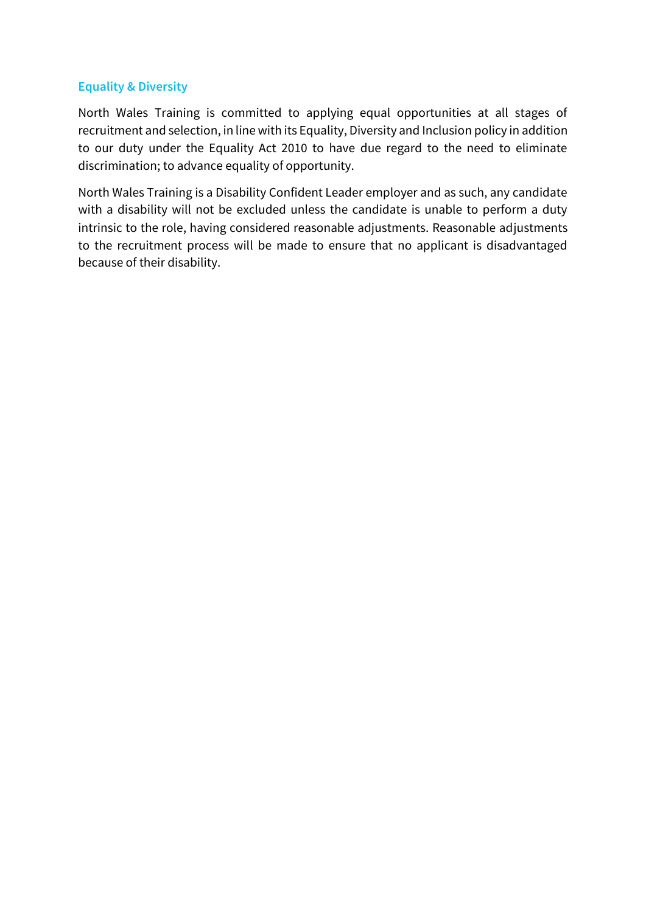## Equality & Diversity

North Wales Training is committed to applying equal opportunities at all stages of recruitment and selection, in line with its Equality, Diversity and Inclusion policy in addition to our duty under the Equality Act 2010 to have due regard to the need to eliminate discrimination; to advance equality of opportunity.

North Wales Training is a Disability Confident Leader employer and as such, any candidate with a disability will not be excluded unless the candidate is unable to perform a duty intrinsic to the role, having considered reasonable adjustments. Reasonable adjustments to the recruitment process will be made to ensure that no applicant is disadvantaged because of their disability.